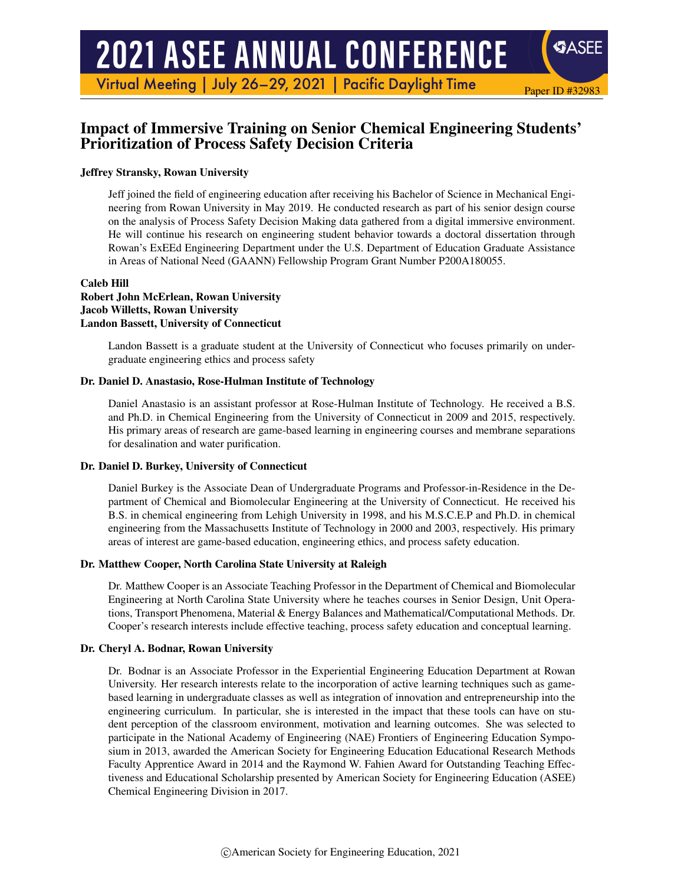# Impact of Immersive Training on Senior Chemical Engineering Students' Prioritization of Process Safety Decision Criteria

**Jeffrey Stransky, Rowan University**

Jeff joined the field of engineering education after receiving his Bachelor of Science in Mechanical Engineering from Rowan University in May 2019. He conducted research as part of his senior design course on the analysis of Process Safety Decision Making data gathered from a digital immersive environment. He will continue his research on engineering student behavior towards a doctoral dissertation through Rowan's ExEEd Engineering Department under the U.S. Department of Education Graduate Assistance in Areas of National Need (GAANN) Fellowship Program Grant Number P200A180055.

**Caleb Hill**
**Robert John McErlean, Rowan University**
**Jacob Willetts, Rowan University**
**Landon Bassett, University of Connecticut**

Landon Bassett is a graduate student at the University of Connecticut who focuses primarily on undergraduate engineering ethics and process safety

**Dr. Daniel D. Anastasio, Rose-Hulman Institute of Technology**

Daniel Anastasio is an assistant professor at Rose-Hulman Institute of Technology. He received a B.S. and Ph.D. in Chemical Engineering from the University of Connecticut in 2009 and 2015, respectively. His primary areas of research are game-based learning in engineering courses and membrane separations for desalination and water purification.

**Dr. Daniel D. Burkey, University of Connecticut**

Daniel Burkey is the Associate Dean of Undergraduate Programs and Professor-in-Residence in the Department of Chemical and Biomolecular Engineering at the University of Connecticut. He received his B.S. in chemical engineering from Lehigh University in 1998, and his M.S.C.E.P and Ph.D. in chemical engineering from the Massachusetts Institute of Technology in 2000 and 2003, respectively. His primary areas of interest are game-based education, engineering ethics, and process safety education.

**Dr. Matthew Cooper, North Carolina State University at Raleigh**

Dr. Matthew Cooper is an Associate Teaching Professor in the Department of Chemical and Biomolecular Engineering at North Carolina State University where he teaches courses in Senior Design, Unit Operations, Transport Phenomena, Material & Energy Balances and Mathematical/Computational Methods. Dr. Cooper's research interests include effective teaching, process safety education and conceptual learning.

**Dr. Cheryl A. Bodnar, Rowan University**

Dr. Bodnar is an Associate Professor in the Experiential Engineering Education Department at Rowan University. Her research interests relate to the incorporation of active learning techniques such as game-based learning in undergraduate classes as well as integration of innovation and entrepreneurship into the engineering curriculum. In particular, she is interested in the impact that these tools can have on student perception of the classroom environment, motivation and learning outcomes. She was selected to participate in the National Academy of Engineering (NAE) Frontiers of Engineering Education Symposium in 2013, awarded the American Society for Engineering Education Educational Research Methods Faculty Apprentice Award in 2014 and the Raymond W. Fahien Award for Outstanding Teaching Effectiveness and Educational Scholarship presented by American Society for Engineering Education (ASEE) Chemical Engineering Division in 2017.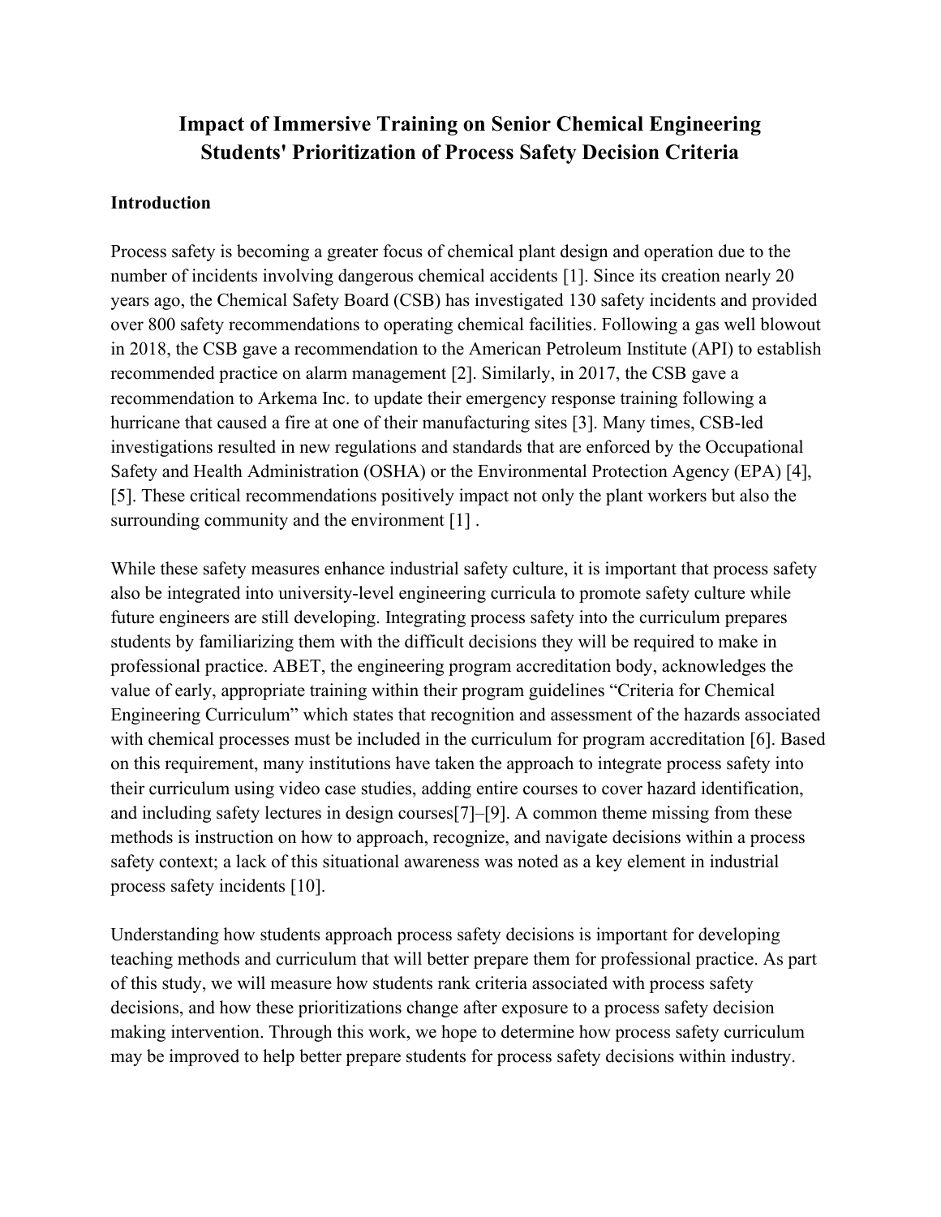# Impact of Immersive Training on Senior Chemical Engineering Students' Prioritization of Process Safety Decision Criteria

## Introduction

Process safety is becoming a greater focus of chemical plant design and operation due to the number of incidents involving dangerous chemical accidents [1]. Since its creation nearly 20 years ago, the Chemical Safety Board (CSB) has investigated 130 safety incidents and provided over 800 safety recommendations to operating chemical facilities. Following a gas well blowout in 2018, the CSB gave a recommendation to the American Petroleum Institute (API) to establish recommended practice on alarm management [2]. Similarly, in 2017, the CSB gave a recommendation to Arkema Inc. to update their emergency response training following a hurricane that caused a fire at one of their manufacturing sites [3]. Many times, CSB-led investigations resulted in new regulations and standards that are enforced by the Occupational Safety and Health Administration (OSHA) or the Environmental Protection Agency (EPA) [4], [5]. These critical recommendations positively impact not only the plant workers but also the surrounding community and the environment [1] .

While these safety measures enhance industrial safety culture, it is important that process safety also be integrated into university-level engineering curricula to promote safety culture while future engineers are still developing. Integrating process safety into the curriculum prepares students by familiarizing them with the difficult decisions they will be required to make in professional practice. ABET, the engineering program accreditation body, acknowledges the value of early, appropriate training within their program guidelines "Criteria for Chemical Engineering Curriculum" which states that recognition and assessment of the hazards associated with chemical processes must be included in the curriculum for program accreditation [6]. Based on this requirement, many institutions have taken the approach to integrate process safety into their curriculum using video case studies, adding entire courses to cover hazard identification, and including safety lectures in design courses[7]–[9]. A common theme missing from these methods is instruction on how to approach, recognize, and navigate decisions within a process safety context; a lack of this situational awareness was noted as a key element in industrial process safety incidents [10].

Understanding how students approach process safety decisions is important for developing teaching methods and curriculum that will better prepare them for professional practice. As part of this study, we will measure how students rank criteria associated with process safety decisions, and how these prioritizations change after exposure to a process safety decision making intervention. Through this work, we hope to determine how process safety curriculum may be improved to help better prepare students for process safety decisions within industry.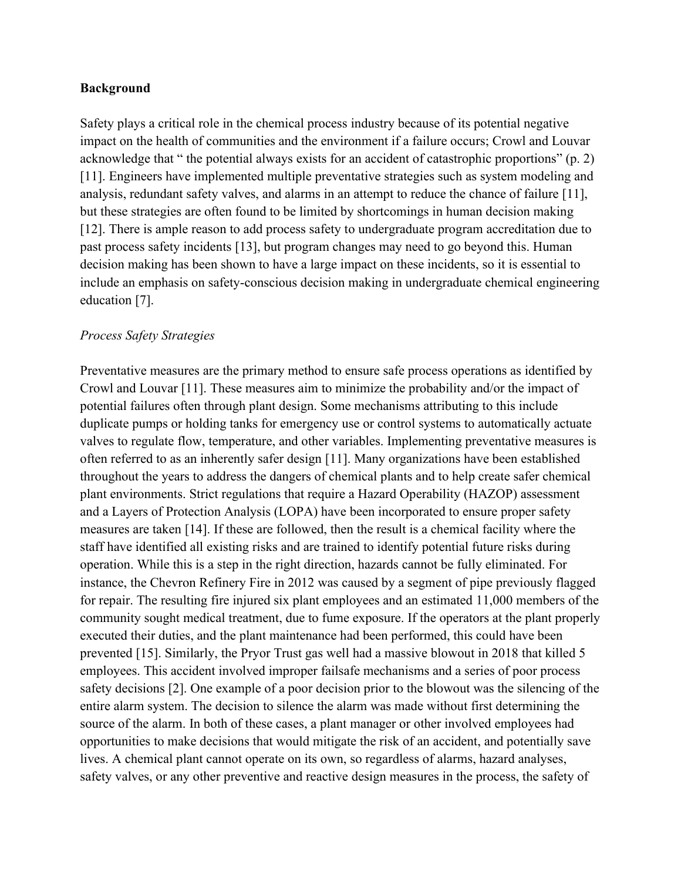**Background**

Safety plays a critical role in the chemical process industry because of its potential negative impact on the health of communities and the environment if a failure occurs; Crowl and Louvar acknowledge that " the potential always exists for an accident of catastrophic proportions" (p. 2) [11]. Engineers have implemented multiple preventative strategies such as system modeling and analysis, redundant safety valves, and alarms in an attempt to reduce the chance of failure [11], but these strategies are often found to be limited by shortcomings in human decision making [12]. There is ample reason to add process safety to undergraduate program accreditation due to past process safety incidents [13], but program changes may need to go beyond this. Human decision making has been shown to have a large impact on these incidents, so it is essential to include an emphasis on safety-conscious decision making in undergraduate chemical engineering education [7].

*Process Safety Strategies*

Preventative measures are the primary method to ensure safe process operations as identified by Crowl and Louvar [11]. These measures aim to minimize the probability and/or the impact of potential failures often through plant design. Some mechanisms attributing to this include duplicate pumps or holding tanks for emergency use or control systems to automatically actuate valves to regulate flow, temperature, and other variables. Implementing preventative measures is often referred to as an inherently safer design [11]. Many organizations have been established throughout the years to address the dangers of chemical plants and to help create safer chemical plant environments. Strict regulations that require a Hazard Operability (HAZOP) assessment and a Layers of Protection Analysis (LOPA) have been incorporated to ensure proper safety measures are taken [14]. If these are followed, then the result is a chemical facility where the staff have identified all existing risks and are trained to identify potential future risks during operation. While this is a step in the right direction, hazards cannot be fully eliminated. For instance, the Chevron Refinery Fire in 2012 was caused by a segment of pipe previously flagged for repair. The resulting fire injured six plant employees and an estimated 11,000 members of the community sought medical treatment, due to fume exposure. If the operators at the plant properly executed their duties, and the plant maintenance had been performed, this could have been prevented [15]. Similarly, the Pryor Trust gas well had a massive blowout in 2018 that killed 5 employees. This accident involved improper failsafe mechanisms and a series of poor process safety decisions [2]. One example of a poor decision prior to the blowout was the silencing of the entire alarm system. The decision to silence the alarm was made without first determining the source of the alarm. In both of these cases, a plant manager or other involved employees had opportunities to make decisions that would mitigate the risk of an accident, and potentially save lives. A chemical plant cannot operate on its own, so regardless of alarms, hazard analyses, safety valves, or any other preventive and reactive design measures in the process, the safety of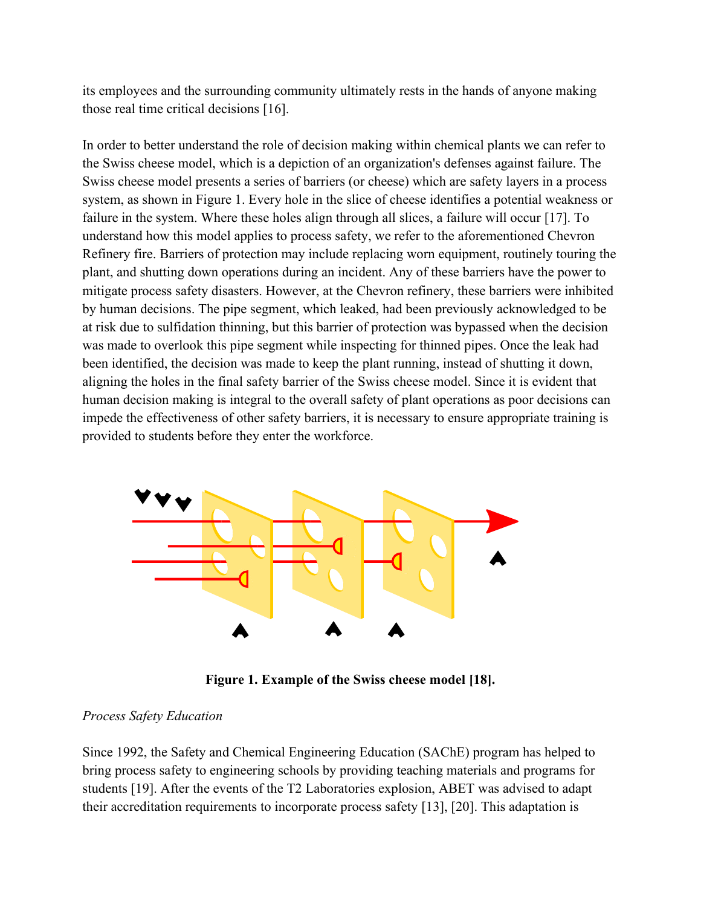its employees and the surrounding community ultimately rests in the hands of anyone making those real time critical decisions [16].

In order to better understand the role of decision making within chemical plants we can refer to the Swiss cheese model, which is a depiction of an organization's defenses against failure. The Swiss cheese model presents a series of barriers (or cheese) which are safety layers in a process system, as shown in Figure 1. Every hole in the slice of cheese identifies a potential weakness or failure in the system. Where these holes align through all slices, a failure will occur [17]. To understand how this model applies to process safety, we refer to the aforementioned Chevron Refinery fire. Barriers of protection may include replacing worn equipment, routinely touring the plant, and shutting down operations during an incident. Any of these barriers have the power to mitigate process safety disasters. However, at the Chevron refinery, these barriers were inhibited by human decisions. The pipe segment, which leaked, had been previously acknowledged to be at risk due to sulfidation thinning, but this barrier of protection was bypassed when the decision was made to overlook this pipe segment while inspecting for thinned pipes. Once the leak had been identified, the decision was made to keep the plant running, instead of shutting it down, aligning the holes in the final safety barrier of the Swiss cheese model. Since it is evident that human decision making is integral to the overall safety of plant operations as poor decisions can impede the effectiveness of other safety barriers, it is necessary to ensure appropriate training is provided to students before they enter the workforce.

**Figure 1. Example of the Swiss cheese model [18].**

*Process Safety Education*

Since 1992, the Safety and Chemical Engineering Education (SAChE) program has helped to bring process safety to engineering schools by providing teaching materials and programs for students [19]. After the events of the T2 Laboratories explosion, ABET was advised to adapt their accreditation requirements to incorporate process safety [13], [20]. This adaptation is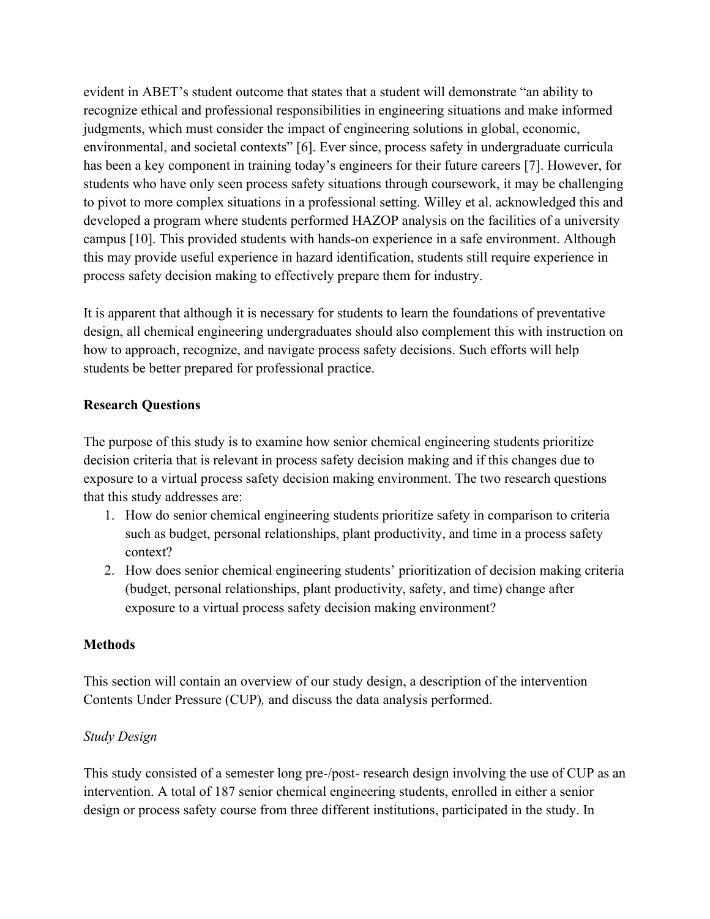evident in ABET's student outcome that states that a student will demonstrate "an ability to recognize ethical and professional responsibilities in engineering situations and make informed judgments, which must consider the impact of engineering solutions in global, economic, environmental, and societal contexts" [6]. Ever since, process safety in undergraduate curricula has been a key component in training today's engineers for their future careers [7]. However, for students who have only seen process safety situations through coursework, it may be challenging to pivot to more complex situations in a professional setting. Willey et al. acknowledged this and developed a program where students performed HAZOP analysis on the facilities of a university campus [10]. This provided students with hands-on experience in a safe environment. Although this may provide useful experience in hazard identification, students still require experience in process safety decision making to effectively prepare them for industry.

It is apparent that although it is necessary for students to learn the foundations of preventative design, all chemical engineering undergraduates should also complement this with instruction on how to approach, recognize, and navigate process safety decisions. Such efforts will help students be better prepared for professional practice.

**Research Questions**

The purpose of this study is to examine how senior chemical engineering students prioritize decision criteria that is relevant in process safety decision making and if this changes due to exposure to a virtual process safety decision making environment. The two research questions that this study addresses are:

1. How do senior chemical engineering students prioritize safety in comparison to criteria such as budget, personal relationships, plant productivity, and time in a process safety context?
2. How does senior chemical engineering students' prioritization of decision making criteria (budget, personal relationships, plant productivity, safety, and time) change after exposure to a virtual process safety decision making environment?

**Methods**

This section will contain an overview of our study design, a description of the intervention Contents Under Pressure (CUP)*,* and discuss the data analysis performed.

*Study Design*

This study consisted of a semester long pre-/post- research design involving the use of CUP as an intervention. A total of 187 senior chemical engineering students, enrolled in either a senior design or process safety course from three different institutions, participated in the study. In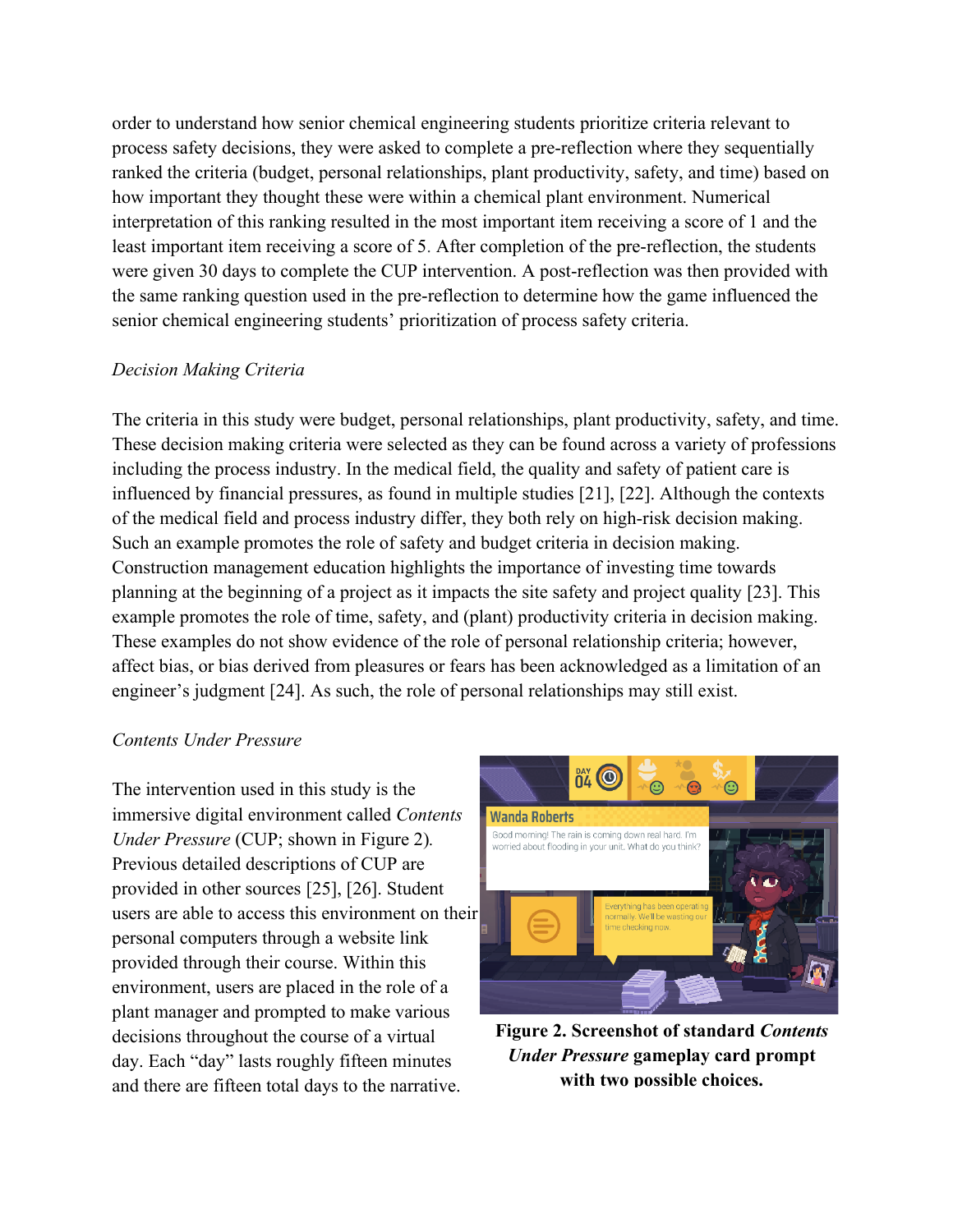order to understand how senior chemical engineering students prioritize criteria relevant to process safety decisions, they were asked to complete a pre-reflection where they sequentially ranked the criteria (budget, personal relationships, plant productivity, safety, and time) based on how important they thought these were within a chemical plant environment. Numerical interpretation of this ranking resulted in the most important item receiving a score of 1 and the least important item receiving a score of 5. After completion of the pre-reflection, the students were given 30 days to complete the CUP intervention. A post-reflection was then provided with the same ranking question used in the pre-reflection to determine how the game influenced the senior chemical engineering students' prioritization of process safety criteria.

*Decision Making Criteria*

The criteria in this study were budget, personal relationships, plant productivity, safety, and time. These decision making criteria were selected as they can be found across a variety of professions including the process industry. In the medical field, the quality and safety of patient care is influenced by financial pressures, as found in multiple studies [21], [22]. Although the contexts of the medical field and process industry differ, they both rely on high-risk decision making. Such an example promotes the role of safety and budget criteria in decision making. Construction management education highlights the importance of investing time towards planning at the beginning of a project as it impacts the site safety and project quality [23]. This example promotes the role of time, safety, and (plant) productivity criteria in decision making. These examples do not show evidence of the role of personal relationship criteria; however, affect bias, or bias derived from pleasures or fears has been acknowledged as a limitation of an engineer's judgment [24]. As such, the role of personal relationships may still exist.

*Contents Under Pressure*

The intervention used in this study is the immersive digital environment called *Contents Under Pressure* (CUP; shown in Figure 2). Previous detailed descriptions of CUP are provided in other sources [25], [26]. Student users are able to access this environment on their personal computers through a website link provided through their course. Within this environment, users are placed in the role of a plant manager and prompted to make various decisions throughout the course of a virtual day. Each "day" lasts roughly fifteen minutes and there are fifteen total days to the narrative.

**Figure 2. Screenshot of standard *Contents Under Pressure* gameplay card prompt with two possible choices.**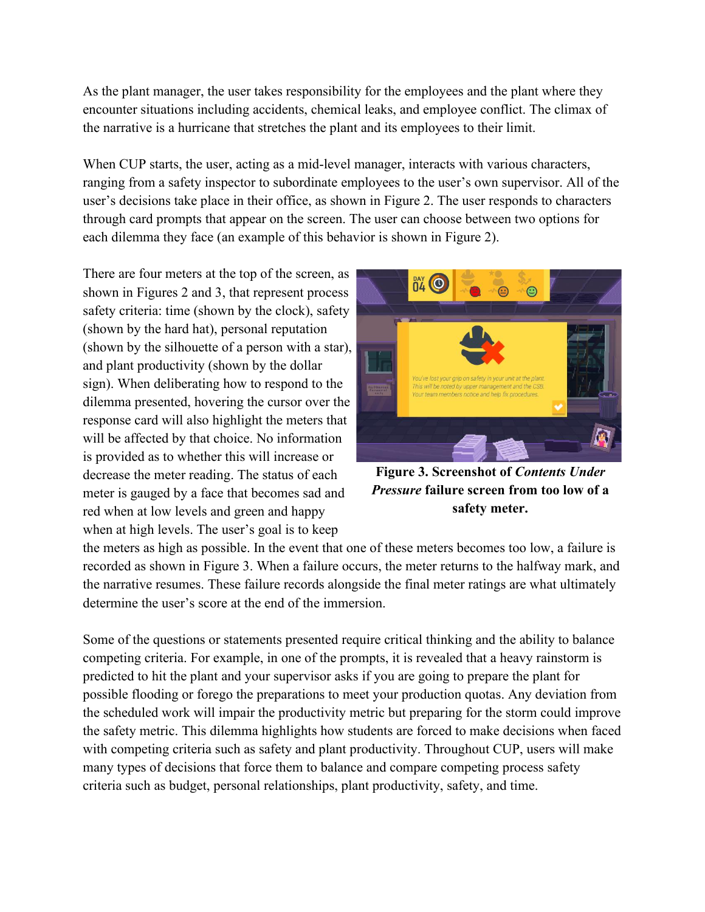As the plant manager, the user takes responsibility for the employees and the plant where they encounter situations including accidents, chemical leaks, and employee conflict. The climax of the narrative is a hurricane that stretches the plant and its employees to their limit.

When CUP starts, the user, acting as a mid-level manager, interacts with various characters, ranging from a safety inspector to subordinate employees to the user's own supervisor. All of the user's decisions take place in their office, as shown in Figure 2. The user responds to characters through card prompts that appear on the screen. The user can choose between two options for each dilemma they face (an example of this behavior is shown in Figure 2).

There are four meters at the top of the screen, as shown in Figures 2 and 3, that represent process safety criteria: time (shown by the clock), safety (shown by the hard hat), personal reputation (shown by the silhouette of a person with a star), and plant productivity (shown by the dollar sign). When deliberating how to respond to the dilemma presented, hovering the cursor over the response card will also highlight the meters that will be affected by that choice. No information is provided as to whether this will increase or decrease the meter reading. The status of each meter is gauged by a face that becomes sad and red when at low levels and green and happy when at high levels. The user's goal is to keep the meters as high as possible. In the event that one of these meters becomes too low, a failure is recorded as shown in Figure 3. When a failure occurs, the meter returns to the halfway mark, and the narrative resumes. These failure records alongside the final meter ratings are what ultimately determine the user's score at the end of the immersion.

**Figure 3. Screenshot of *Contents Under Pressure* failure screen from too low of a safety meter.**

Some of the questions or statements presented require critical thinking and the ability to balance competing criteria. For example, in one of the prompts, it is revealed that a heavy rainstorm is predicted to hit the plant and your supervisor asks if you are going to prepare the plant for possible flooding or forego the preparations to meet your production quotas. Any deviation from the scheduled work will impair the productivity metric but preparing for the storm could improve the safety metric. This dilemma highlights how students are forced to make decisions when faced with competing criteria such as safety and plant productivity. Throughout CUP, users will make many types of decisions that force them to balance and compare competing process safety criteria such as budget, personal relationships, plant productivity, safety, and time.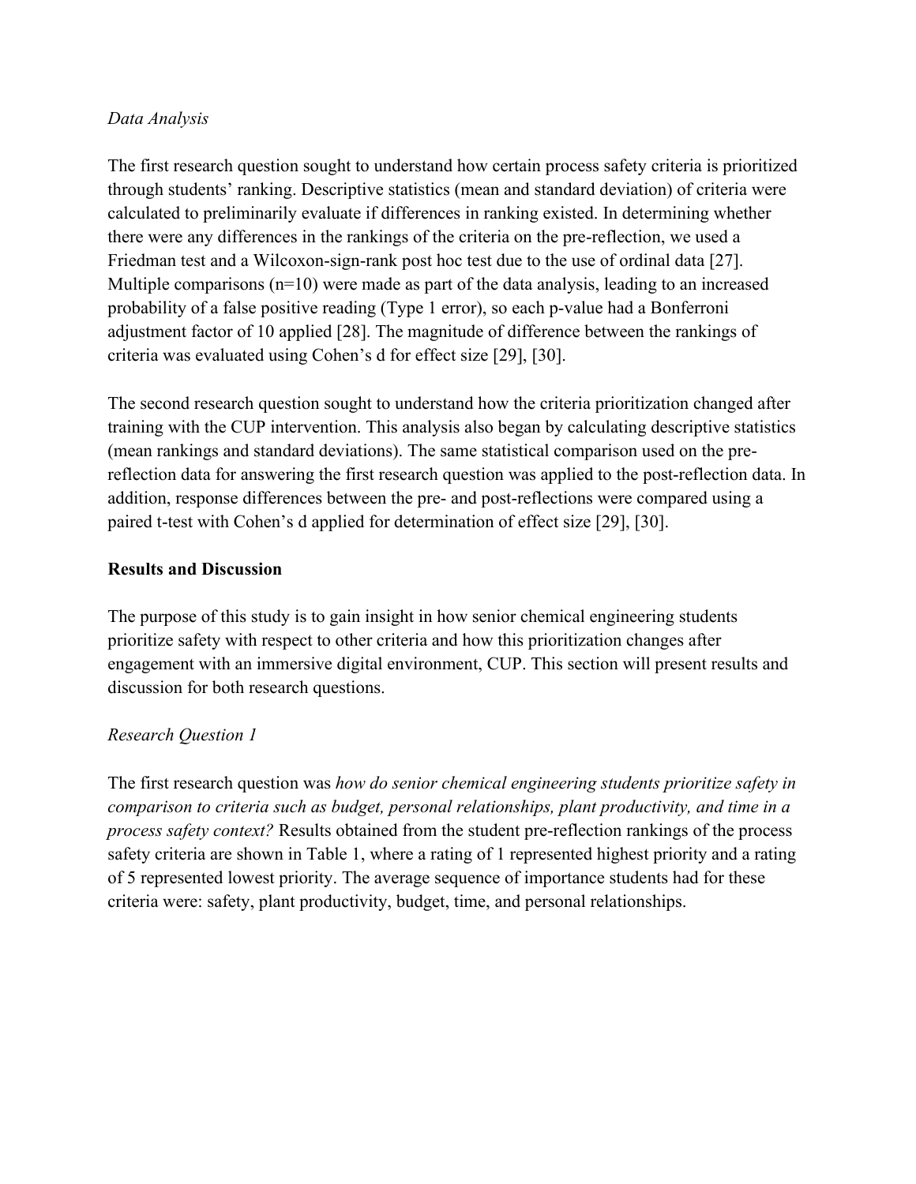*Data Analysis*

The first research question sought to understand how certain process safety criteria is prioritized through students' ranking. Descriptive statistics (mean and standard deviation) of criteria were calculated to preliminarily evaluate if differences in ranking existed. In determining whether there were any differences in the rankings of the criteria on the pre-reflection, we used a Friedman test and a Wilcoxon-sign-rank post hoc test due to the use of ordinal data [27]. Multiple comparisons (n=10) were made as part of the data analysis, leading to an increased probability of a false positive reading (Type 1 error), so each p-value had a Bonferroni adjustment factor of 10 applied [28]. The magnitude of difference between the rankings of criteria was evaluated using Cohen's d for effect size [29], [30].

The second research question sought to understand how the criteria prioritization changed after training with the CUP intervention. This analysis also began by calculating descriptive statistics (mean rankings and standard deviations). The same statistical comparison used on the pre-reflection data for answering the first research question was applied to the post-reflection data. In addition, response differences between the pre- and post-reflections were compared using a paired t-test with Cohen's d applied for determination of effect size [29], [30].

**Results and Discussion**

The purpose of this study is to gain insight in how senior chemical engineering students prioritize safety with respect to other criteria and how this prioritization changes after engagement with an immersive digital environment, CUP. This section will present results and discussion for both research questions.

*Research Question 1*

The first research question was *how do senior chemical engineering students prioritize safety in comparison to criteria such as budget, personal relationships, plant productivity, and time in a process safety context?* Results obtained from the student pre-reflection rankings of the process safety criteria are shown in Table 1, where a rating of 1 represented highest priority and a rating of 5 represented lowest priority. The average sequence of importance students had for these criteria were: safety, plant productivity, budget, time, and personal relationships.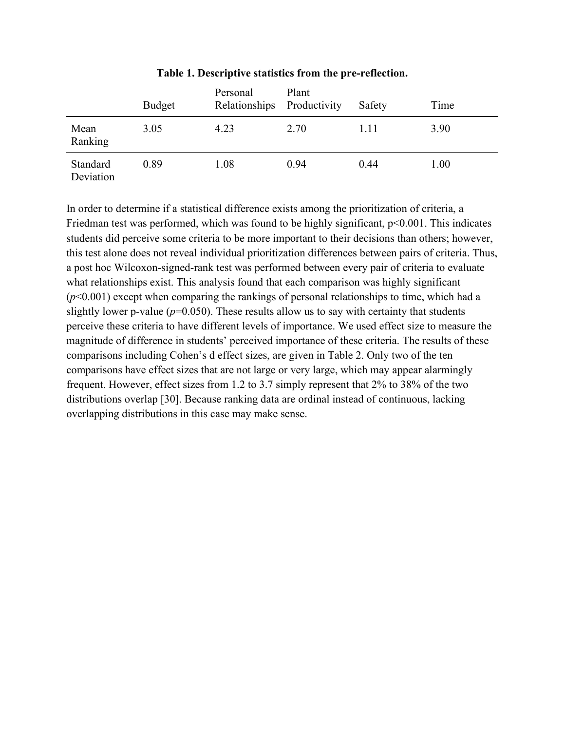**Table 1. Descriptive statistics from the pre-reflection.**

| | Budget | Personal Relationships | Plant Productivity | Safety | Time |
|---|---|---|---|---|---|
| Mean Ranking | 3.05 | 4.23 | 2.70 | 1.11 | 3.90 |
| Standard Deviation | 0.89 | 1.08 | 0.94 | 0.44 | 1.00 |

In order to determine if a statistical difference exists among the prioritization of criteria, a Friedman test was performed, which was found to be highly significant, $p<0.001$. This indicates students did perceive some criteria to be more important to their decisions than others; however, this test alone does not reveal individual prioritization differences between pairs of criteria. Thus, a post hoc Wilcoxon-signed-rank test was performed between every pair of criteria to evaluate what relationships exist. This analysis found that each comparison was highly significant ($p<0.001$) except when comparing the rankings of personal relationships to time, which had a slightly lower p-value ($p=0.050$). These results allow us to say with certainty that students perceive these criteria to have different levels of importance. We used effect size to measure the magnitude of difference in students' perceived importance of these criteria. The results of these comparisons including Cohen's d effect sizes, are given in Table 2. Only two of the ten comparisons have effect sizes that are not large or very large, which may appear alarmingly frequent. However, effect sizes from 1.2 to 3.7 simply represent that 2% to 38% of the two distributions overlap [30]. Because ranking data are ordinal instead of continuous, lacking overlapping distributions in this case may make sense.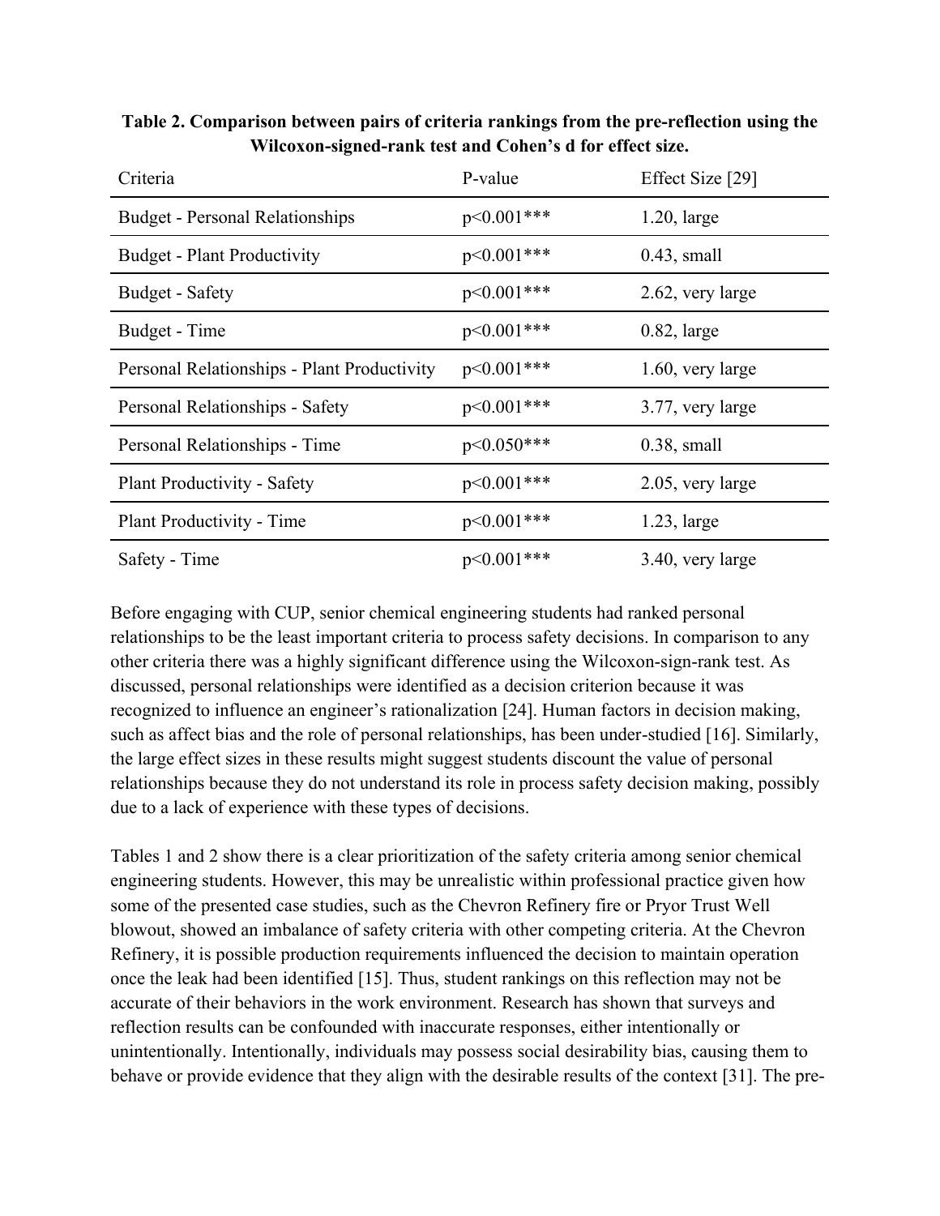**Table 2. Comparison between pairs of criteria rankings from the pre-reflection using the Wilcoxon-signed-rank test and Cohen's d for effect size.**

| Criteria | P-value | Effect Size [29] |
|---|---|---|
| Budget - Personal Relationships | p<0.001*** | 1.20, large |
| Budget - Plant Productivity | p<0.001*** | 0.43, small |
| Budget - Safety | p<0.001*** | 2.62, very large |
| Budget - Time | p<0.001*** | 0.82, large |
| Personal Relationships - Plant Productivity | p<0.001*** | 1.60, very large |
| Personal Relationships - Safety | p<0.001*** | 3.77, very large |
| Personal Relationships - Time | p<0.050*** | 0.38, small |
| Plant Productivity - Safety | p<0.001*** | 2.05, very large |
| Plant Productivity - Time | p<0.001*** | 1.23, large |
| Safety - Time | p<0.001*** | 3.40, very large |

Before engaging with CUP, senior chemical engineering students had ranked personal relationships to be the least important criteria to process safety decisions. In comparison to any other criteria there was a highly significant difference using the Wilcoxon-sign-rank test. As discussed, personal relationships were identified as a decision criterion because it was recognized to influence an engineer's rationalization [24]. Human factors in decision making, such as affect bias and the role of personal relationships, has been under-studied [16]. Similarly, the large effect sizes in these results might suggest students discount the value of personal relationships because they do not understand its role in process safety decision making, possibly due to a lack of experience with these types of decisions.

Tables 1 and 2 show there is a clear prioritization of the safety criteria among senior chemical engineering students. However, this may be unrealistic within professional practice given how some of the presented case studies, such as the Chevron Refinery fire or Pryor Trust Well blowout, showed an imbalance of safety criteria with other competing criteria. At the Chevron Refinery, it is possible production requirements influenced the decision to maintain operation once the leak had been identified [15]. Thus, student rankings on this reflection may not be accurate of their behaviors in the work environment. Research has shown that surveys and reflection results can be confounded with inaccurate responses, either intentionally or unintentionally. Intentionally, individuals may possess social desirability bias, causing them to behave or provide evidence that they align with the desirable results of the context [31]. The pre-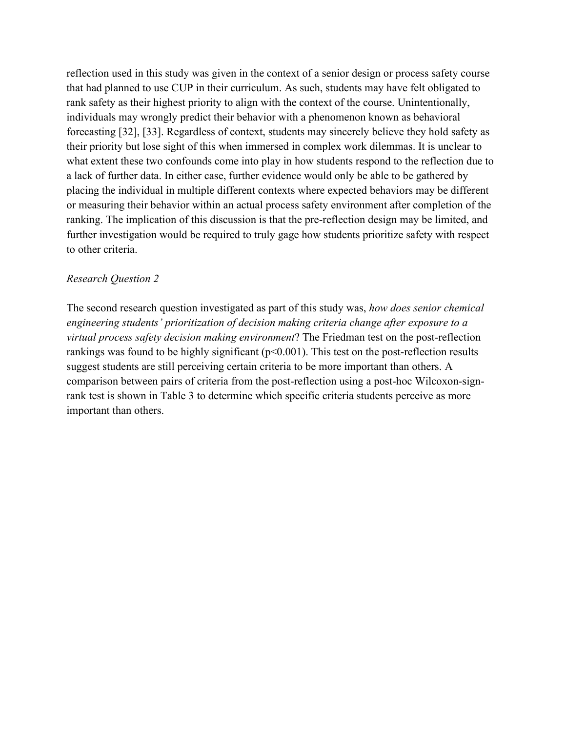reflection used in this study was given in the context of a senior design or process safety course that had planned to use CUP in their curriculum. As such, students may have felt obligated to rank safety as their highest priority to align with the context of the course. Unintentionally, individuals may wrongly predict their behavior with a phenomenon known as behavioral forecasting [32], [33]. Regardless of context, students may sincerely believe they hold safety as their priority but lose sight of this when immersed in complex work dilemmas. It is unclear to what extent these two confounds come into play in how students respond to the reflection due to a lack of further data. In either case, further evidence would only be able to be gathered by placing the individual in multiple different contexts where expected behaviors may be different or measuring their behavior within an actual process safety environment after completion of the ranking. The implication of this discussion is that the pre-reflection design may be limited, and further investigation would be required to truly gage how students prioritize safety with respect to other criteria.

*Research Question 2*

The second research question investigated as part of this study was, *how does senior chemical engineering students' prioritization of decision making criteria change after exposure to a virtual process safety decision making environment*? The Friedman test on the post-reflection rankings was found to be highly significant ($p<0.001$). This test on the post-reflection results suggest students are still perceiving certain criteria to be more important than others. A comparison between pairs of criteria from the post-reflection using a post-hoc Wilcoxon-sign-rank test is shown in Table 3 to determine which specific criteria students perceive as more important than others.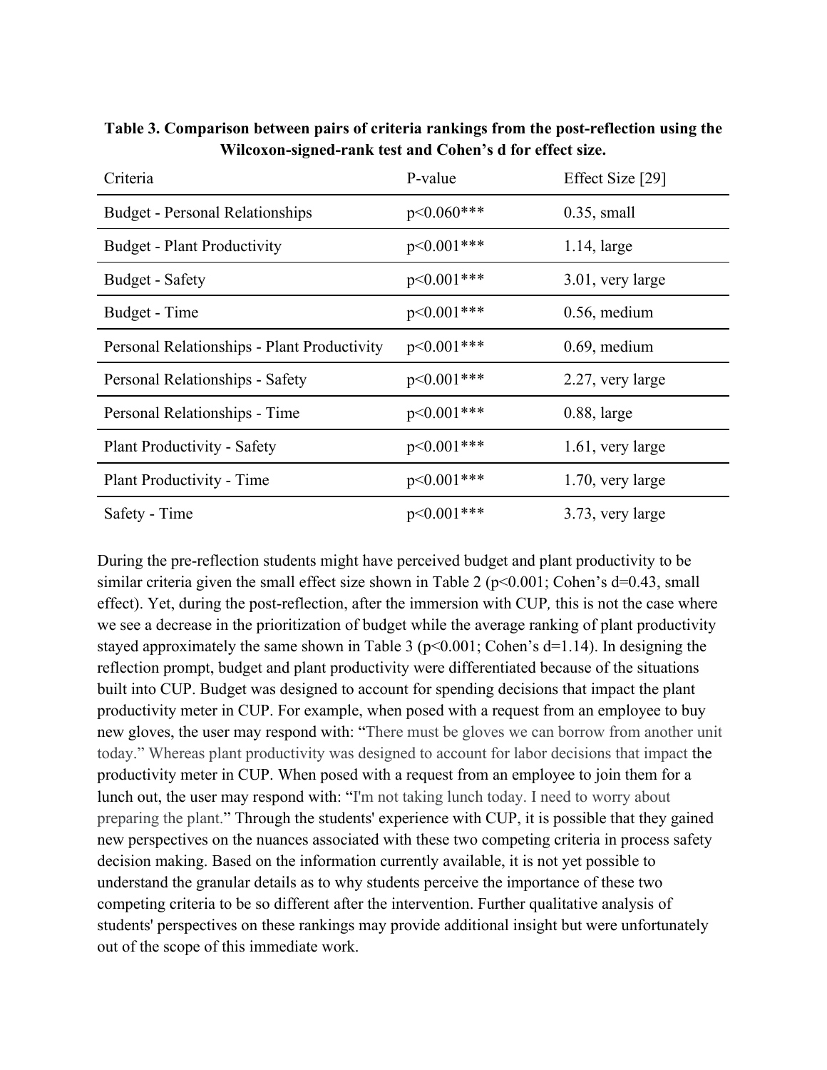**Table 3. Comparison between pairs of criteria rankings from the post-reflection using the Wilcoxon-signed-rank test and Cohen's d for effect size.**

| Criteria | P-value | Effect Size [29] |
|---|---|---|
| Budget - Personal Relationships | p<0.060*** | 0.35, small |
| Budget - Plant Productivity | p<0.001*** | 1.14, large |
| Budget - Safety | p<0.001*** | 3.01, very large |
| Budget - Time | p<0.001*** | 0.56, medium |
| Personal Relationships - Plant Productivity | p<0.001*** | 0.69, medium |
| Personal Relationships - Safety | p<0.001*** | 2.27, very large |
| Personal Relationships - Time | p<0.001*** | 0.88, large |
| Plant Productivity - Safety | p<0.001*** | 1.61, very large |
| Plant Productivity - Time | p<0.001*** | 1.70, very large |
| Safety - Time | p<0.001*** | 3.73, very large |

During the pre-reflection students might have perceived budget and plant productivity to be similar criteria given the small effect size shown in Table 2 ($p<0.001$; Cohen's d=0.43, small effect). Yet, during the post-reflection, after the immersion with CUP*,* this is not the case where we see a decrease in the prioritization of budget while the average ranking of plant productivity stayed approximately the same shown in Table 3 ($p<0.001$; Cohen's d=1.14). In designing the reflection prompt, budget and plant productivity were differentiated because of the situations built into CUP. Budget was designed to account for spending decisions that impact the plant productivity meter in CUP. For example, when posed with a request from an employee to buy new gloves, the user may respond with: "There must be gloves we can borrow from another unit today." Whereas plant productivity was designed to account for labor decisions that impact the productivity meter in CUP. When posed with a request from an employee to join them for a lunch out, the user may respond with: "I'm not taking lunch today. I need to worry about preparing the plant." Through the students' experience with CUP, it is possible that they gained new perspectives on the nuances associated with these two competing criteria in process safety decision making. Based on the information currently available, it is not yet possible to understand the granular details as to why students perceive the importance of these two competing criteria to be so different after the intervention. Further qualitative analysis of students' perspectives on these rankings may provide additional insight but were unfortunately out of the scope of this immediate work.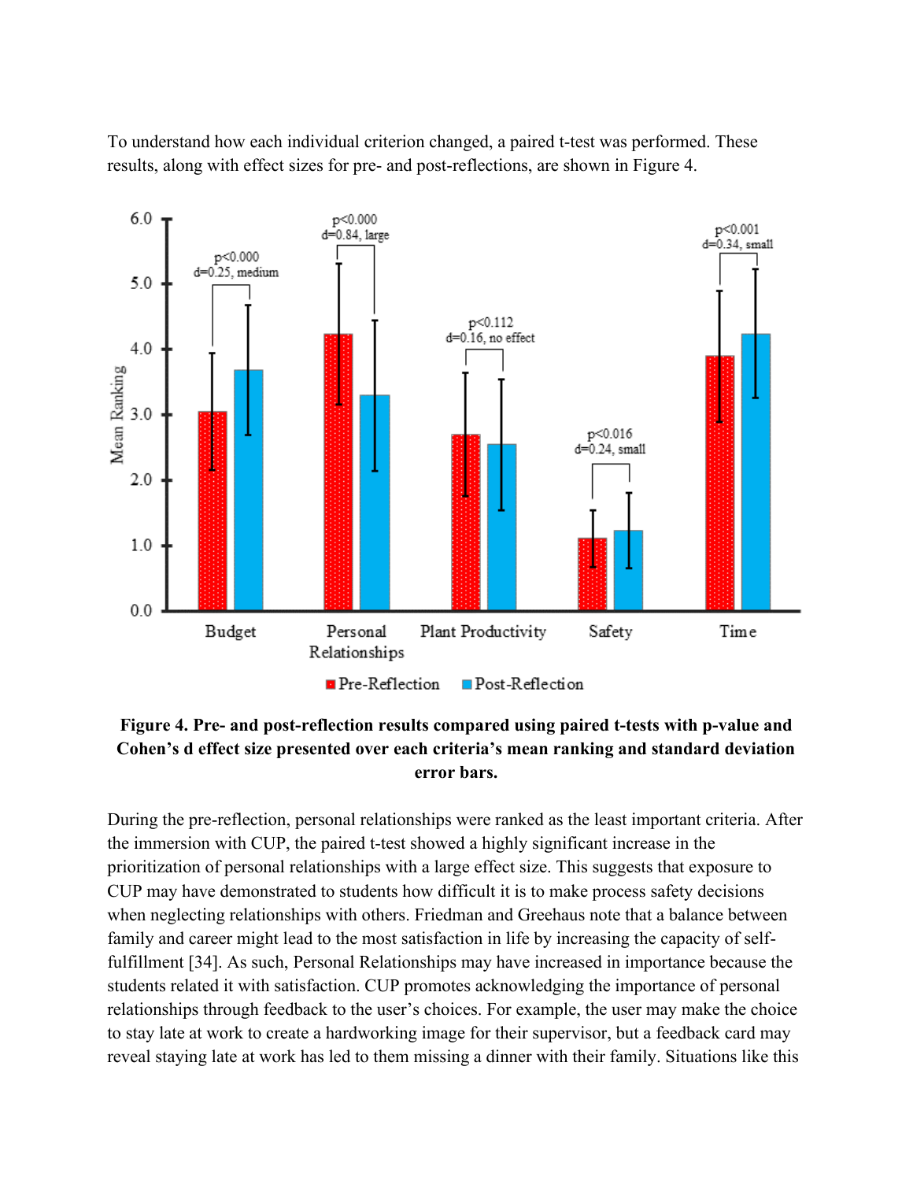To understand how each individual criterion changed, a paired t-test was performed. These results, along with effect sizes for pre- and post-reflections, are shown in Figure 4.

**Figure 4. Pre- and post-reflection results compared using paired t-tests with p-value and Cohen's d effect size presented over each criteria's mean ranking and standard deviation error bars.**

During the pre-reflection, personal relationships were ranked as the least important criteria. After the immersion with CUP, the paired t-test showed a highly significant increase in the prioritization of personal relationships with a large effect size. This suggests that exposure to CUP may have demonstrated to students how difficult it is to make process safety decisions when neglecting relationships with others. Friedman and Greehaus note that a balance between family and career might lead to the most satisfaction in life by increasing the capacity of self-fulfillment [34]. As such, Personal Relationships may have increased in importance because the students related it with satisfaction. CUP promotes acknowledging the importance of personal relationships through feedback to the user's choices. For example, the user may make the choice to stay late at work to create a hardworking image for their supervisor, but a feedback card may reveal staying late at work has led to them missing a dinner with their family. Situations like this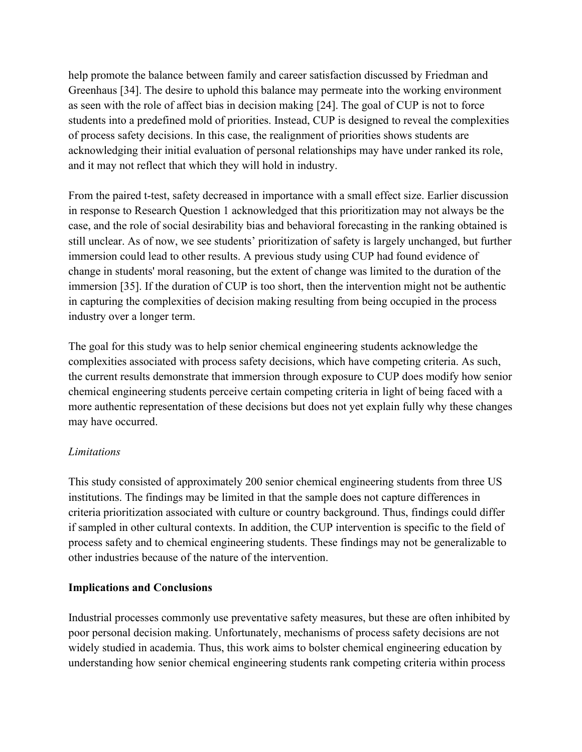help promote the balance between family and career satisfaction discussed by Friedman and Greenhaus [34]. The desire to uphold this balance may permeate into the working environment as seen with the role of affect bias in decision making [24]. The goal of CUP is not to force students into a predefined mold of priorities. Instead, CUP is designed to reveal the complexities of process safety decisions. In this case, the realignment of priorities shows students are acknowledging their initial evaluation of personal relationships may have under ranked its role, and it may not reflect that which they will hold in industry.

From the paired t-test, safety decreased in importance with a small effect size. Earlier discussion in response to Research Question 1 acknowledged that this prioritization may not always be the case, and the role of social desirability bias and behavioral forecasting in the ranking obtained is still unclear. As of now, we see students' prioritization of safety is largely unchanged, but further immersion could lead to other results. A previous study using CUP had found evidence of change in students' moral reasoning, but the extent of change was limited to the duration of the immersion [35]. If the duration of CUP is too short, then the intervention might not be authentic in capturing the complexities of decision making resulting from being occupied in the process industry over a longer term.

The goal for this study was to help senior chemical engineering students acknowledge the complexities associated with process safety decisions, which have competing criteria. As such, the current results demonstrate that immersion through exposure to CUP does modify how senior chemical engineering students perceive certain competing criteria in light of being faced with a more authentic representation of these decisions but does not yet explain fully why these changes may have occurred.

*Limitations*

This study consisted of approximately 200 senior chemical engineering students from three US institutions. The findings may be limited in that the sample does not capture differences in criteria prioritization associated with culture or country background. Thus, findings could differ if sampled in other cultural contexts. In addition, the CUP intervention is specific to the field of process safety and to chemical engineering students. These findings may not be generalizable to other industries because of the nature of the intervention.

**Implications and Conclusions**

Industrial processes commonly use preventative safety measures, but these are often inhibited by poor personal decision making. Unfortunately, mechanisms of process safety decisions are not widely studied in academia. Thus, this work aims to bolster chemical engineering education by understanding how senior chemical engineering students rank competing criteria within process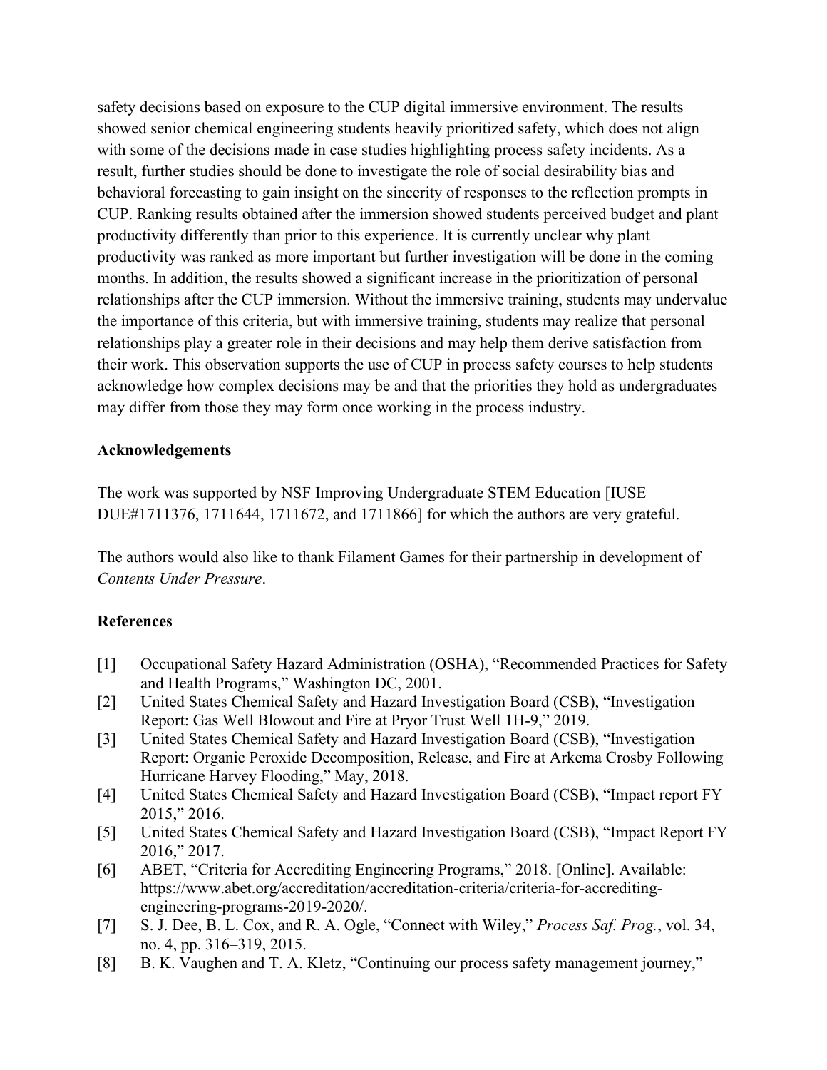safety decisions based on exposure to the CUP digital immersive environment. The results showed senior chemical engineering students heavily prioritized safety, which does not align with some of the decisions made in case studies highlighting process safety incidents. As a result, further studies should be done to investigate the role of social desirability bias and behavioral forecasting to gain insight on the sincerity of responses to the reflection prompts in CUP. Ranking results obtained after the immersion showed students perceived budget and plant productivity differently than prior to this experience. It is currently unclear why plant productivity was ranked as more important but further investigation will be done in the coming months. In addition, the results showed a significant increase in the prioritization of personal relationships after the CUP immersion. Without the immersive training, students may undervalue the importance of this criteria, but with immersive training, students may realize that personal relationships play a greater role in their decisions and may help them derive satisfaction from their work. This observation supports the use of CUP in process safety courses to help students acknowledge how complex decisions may be and that the priorities they hold as undergraduates may differ from those they may form once working in the process industry.

## Acknowledgements

The work was supported by NSF Improving Undergraduate STEM Education [IUSE DUE#1711376, 1711644, 1711672, and 1711866] for which the authors are very grateful.

The authors would also like to thank Filament Games for their partnership in development of *Contents Under Pressure*.

## References

[1] Occupational Safety Hazard Administration (OSHA), "Recommended Practices for Safety and Health Programs," Washington DC, 2001.

[2] United States Chemical Safety and Hazard Investigation Board (CSB), "Investigation Report: Gas Well Blowout and Fire at Pryor Trust Well 1H-9," 2019.

[3] United States Chemical Safety and Hazard Investigation Board (CSB), "Investigation Report: Organic Peroxide Decomposition, Release, and Fire at Arkema Crosby Following Hurricane Harvey Flooding," May, 2018.

[4] United States Chemical Safety and Hazard Investigation Board (CSB), "Impact report FY 2015," 2016.

[5] United States Chemical Safety and Hazard Investigation Board (CSB), "Impact Report FY 2016," 2017.

[6] ABET, "Criteria for Accrediting Engineering Programs," 2018. [Online]. Available: https://www.abet.org/accreditation/accreditation-criteria/criteria-for-accrediting-engineering-programs-2019-2020/.

[7] S. J. Dee, B. L. Cox, and R. A. Ogle, "Connect with Wiley," *Process Saf. Prog.*, vol. 34, no. 4, pp. 316–319, 2015.

[8] B. K. Vaughen and T. A. Kletz, "Continuing our process safety management journey,"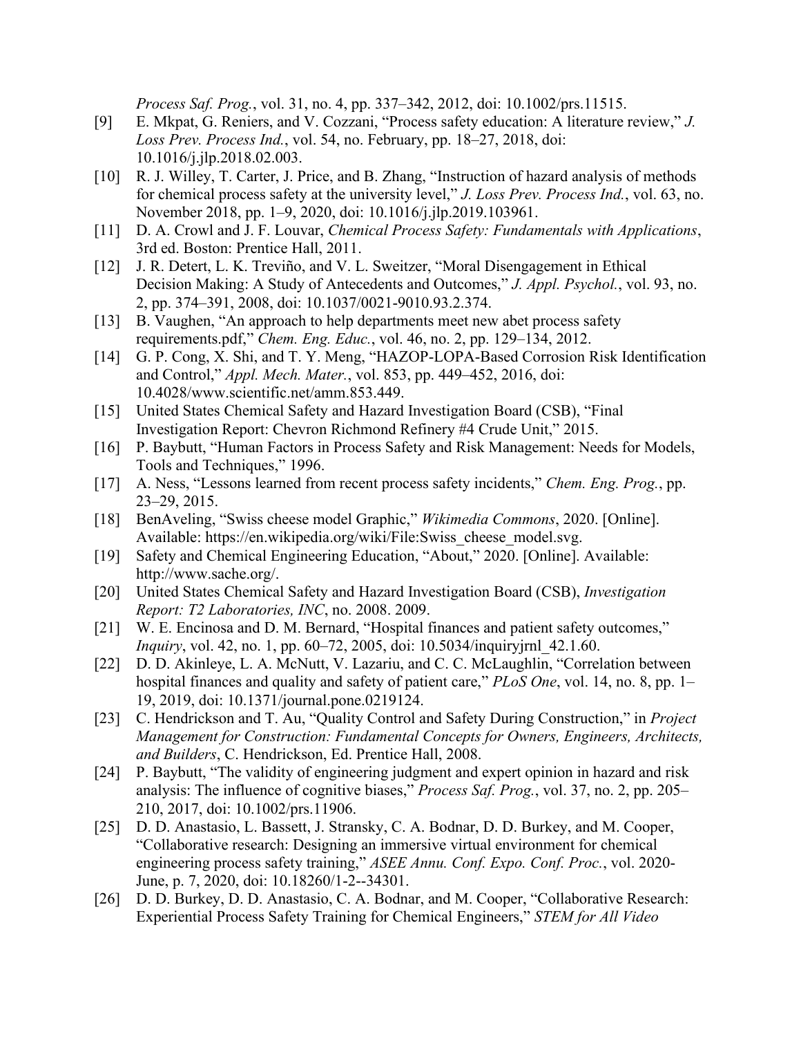*Process Saf. Prog.*, vol. 31, no. 4, pp. 337–342, 2012, doi: 10.1002/prs.11515.

[9] E. Mkpat, G. Reniers, and V. Cozzani, "Process safety education: A literature review," *J. Loss Prev. Process Ind.*, vol. 54, no. February, pp. 18–27, 2018, doi: 10.1016/j.jlp.2018.02.003.

[10] R. J. Willey, T. Carter, J. Price, and B. Zhang, "Instruction of hazard analysis of methods for chemical process safety at the university level," *J. Loss Prev. Process Ind.*, vol. 63, no. November 2018, pp. 1–9, 2020, doi: 10.1016/j.jlp.2019.103961.

[11] D. A. Crowl and J. F. Louvar, *Chemical Process Safety: Fundamentals with Applications*, 3rd ed. Boston: Prentice Hall, 2011.

[12] J. R. Detert, L. K. Treviño, and V. L. Sweitzer, "Moral Disengagement in Ethical Decision Making: A Study of Antecedents and Outcomes," *J. Appl. Psychol.*, vol. 93, no. 2, pp. 374–391, 2008, doi: 10.1037/0021-9010.93.2.374.

[13] B. Vaughen, "An approach to help departments meet new abet process safety requirements.pdf," *Chem. Eng. Educ.*, vol. 46, no. 2, pp. 129–134, 2012.

[14] G. P. Cong, X. Shi, and T. Y. Meng, "HAZOP-LOPA-Based Corrosion Risk Identification and Control," *Appl. Mech. Mater.*, vol. 853, pp. 449–452, 2016, doi: 10.4028/www.scientific.net/amm.853.449.

[15] United States Chemical Safety and Hazard Investigation Board (CSB), "Final Investigation Report: Chevron Richmond Refinery #4 Crude Unit," 2015.

[16] P. Baybutt, "Human Factors in Process Safety and Risk Management: Needs for Models, Tools and Techniques," 1996.

[17] A. Ness, "Lessons learned from recent process safety incidents," *Chem. Eng. Prog.*, pp. 23–29, 2015.

[18] BenAveling, "Swiss cheese model Graphic," *Wikimedia Commons*, 2020. [Online]. Available: https://en.wikipedia.org/wiki/File:Swiss_cheese_model.svg.

[19] Safety and Chemical Engineering Education, "About," 2020. [Online]. Available: http://www.sache.org/.

[20] United States Chemical Safety and Hazard Investigation Board (CSB), *Investigation Report: T2 Laboratories, INC*, no. 2008. 2009.

[21] W. E. Encinosa and D. M. Bernard, "Hospital finances and patient safety outcomes," *Inquiry*, vol. 42, no. 1, pp. 60–72, 2005, doi: 10.5034/inquiryjrnl_42.1.60.

[22] D. D. Akinleye, L. A. McNutt, V. Lazariu, and C. C. McLaughlin, "Correlation between hospital finances and quality and safety of patient care," *PLoS One*, vol. 14, no. 8, pp. 1–19, 2019, doi: 10.1371/journal.pone.0219124.

[23] C. Hendrickson and T. Au, "Quality Control and Safety During Construction," in *Project Management for Construction: Fundamental Concepts for Owners, Engineers, Architects, and Builders*, C. Hendrickson, Ed. Prentice Hall, 2008.

[24] P. Baybutt, "The validity of engineering judgment and expert opinion in hazard and risk analysis: The influence of cognitive biases," *Process Saf. Prog.*, vol. 37, no. 2, pp. 205–210, 2017, doi: 10.1002/prs.11906.

[25] D. D. Anastasio, L. Bassett, J. Stransky, C. A. Bodnar, D. D. Burkey, and M. Cooper, "Collaborative research: Designing an immersive virtual environment for chemical engineering process safety training," *ASEE Annu. Conf. Expo. Conf. Proc.*, vol. 2020-June, p. 7, 2020, doi: 10.18260/1-2--34301.

[26] D. D. Burkey, D. D. Anastasio, C. A. Bodnar, and M. Cooper, "Collaborative Research: Experiential Process Safety Training for Chemical Engineers," *STEM for All Video*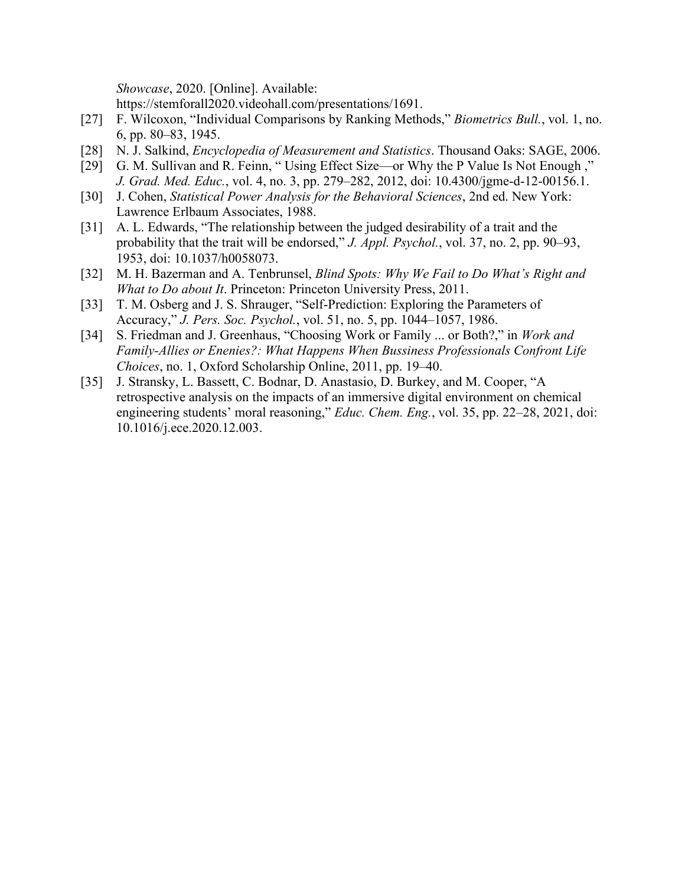*Showcase*, 2020. [Online]. Available: https://stemforall2020.videohall.com/presentations/1691.

[27] F. Wilcoxon, "Individual Comparisons by Ranking Methods," *Biometrics Bull.*, vol. 1, no. 6, pp. 80–83, 1945.

[28] N. J. Salkind, *Encyclopedia of Measurement and Statistics*. Thousand Oaks: SAGE, 2006.

[29] G. M. Sullivan and R. Feinn, " Using Effect Size—or Why the P Value Is Not Enough ," *J. Grad. Med. Educ.*, vol. 4, no. 3, pp. 279–282, 2012, doi: 10.4300/jgme-d-12-00156.1.

[30] J. Cohen, *Statistical Power Analysis for the Behavioral Sciences*, 2nd ed. New York: Lawrence Erlbaum Associates, 1988.

[31] A. L. Edwards, "The relationship between the judged desirability of a trait and the probability that the trait will be endorsed," *J. Appl. Psychol.*, vol. 37, no. 2, pp. 90–93, 1953, doi: 10.1037/h0058073.

[32] M. H. Bazerman and A. Tenbrunsel, *Blind Spots: Why We Fail to Do What's Right and What to Do about It*. Princeton: Princeton University Press, 2011.

[33] T. M. Osberg and J. S. Shrauger, "Self-Prediction: Exploring the Parameters of Accuracy," *J. Pers. Soc. Psychol.*, vol. 51, no. 5, pp. 1044–1057, 1986.

[34] S. Friedman and J. Greenhaus, "Choosing Work or Family ... or Both?," in *Work and Family-Allies or Enenies?: What Happens When Bussiness Professionals Confront Life Choices*, no. 1, Oxford Scholarship Online, 2011, pp. 19–40.

[35] J. Stransky, L. Bassett, C. Bodnar, D. Anastasio, D. Burkey, and M. Cooper, "A retrospective analysis on the impacts of an immersive digital environment on chemical engineering students' moral reasoning," *Educ. Chem. Eng.*, vol. 35, pp. 22–28, 2021, doi: 10.1016/j.ece.2020.12.003.